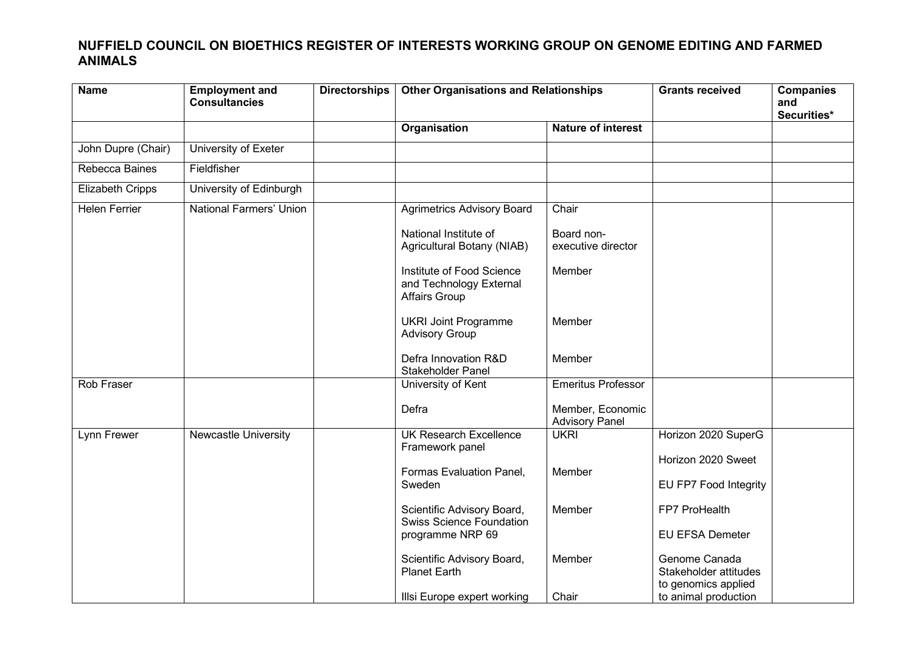## NUFFIELD COUNCIL ON BIOETHICS REGISTER OF INTERESTS WORKING GROUP ON GENOME EDITING AND FARMED ANIMALS

| Name | Employment and Consultancies | Directorships | Other Organisations and Relationships | | Grants received | Companies and Securities* |
|---|---|---|---|---|---|---|
| | | | Organisation | Nature of interest | | |
| John Dupre (Chair) | University of Exeter | | | | | |
| Rebecca Baines | Fieldfisher | | | | | |
| Elizabeth Cripps | University of Edinburgh | | | | | |
| Helen Ferrier | National Farmers' Union | | Agrimetrics Advisory Board<br><br>National Institute of Agricultural Botany (NIAB)<br><br>Institute of Food Science and Technology External Affairs Group<br><br>UKRI Joint Programme Advisory Group<br><br>Defra Innovation R&D Stakeholder Panel | Chair<br><br>Board non-executive director<br><br>Member<br><br>Member<br><br>Member | | |
| Rob Fraser | | | University of Kent<br><br>Defra | Emeritus Professor<br><br>Member, Economic Advisory Panel | | |
| Lynn Frewer | Newcastle University | | UK Research Excellence Framework panel<br><br>Formas Evaluation Panel, Sweden<br><br>Scientific Advisory Board, Swiss Science Foundation programme NRP 69<br><br>Scientific Advisory Board, Planet Earth<br><br>Illsi Europe expert working | UKRI<br><br>Member<br><br>Member<br><br>Member<br><br>Chair | Horizon 2020 SuperG<br><br>Horizon 2020 Sweet<br><br>EU FP7 Food Integrity<br><br>FP7 ProHealth<br><br>EU EFSA Demeter<br><br>Genome Canada Stakeholder attitudes to genomics applied to animal production | |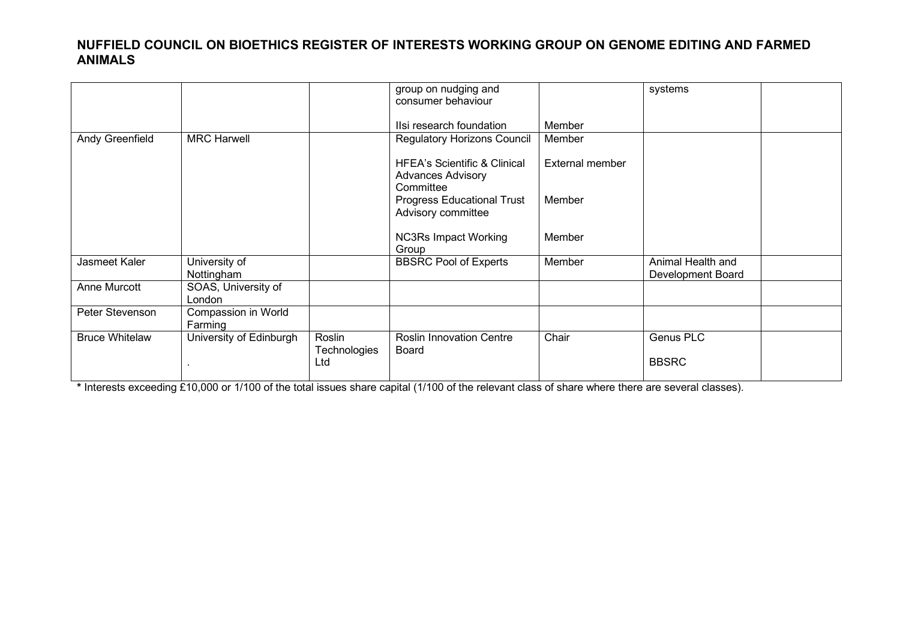# NUFFIELD COUNCIL ON BIOETHICS REGISTER OF INTERESTS WORKING GROUP ON GENOME EDITING AND FARMED ANIMALS

| | | | | | | |
|---|---|---|---|---|---|---|
| | | | group on nudging and consumer behaviour<br><br>Ilsi research foundation | <br><br>Member | systems | |
| Andy Greenfield | MRC Harwell | | Regulatory Horizons Council<br><br>HFEA's Scientific & Clinical Advances Advisory Committee<br>Progress Educational Trust Advisory committee<br><br>NC3Rs Impact Working Group | Member<br><br>External member<br><br>Member<br><br>Member | | |
| Jasmeet Kaler | University of Nottingham | | BBSRC Pool of Experts | Member | Animal Health and Development Board | |
| Anne Murcott | SOAS, University of London | | | | | |
| Peter Stevenson | Compassion in World Farming | | | | | |
| Bruce Whitelaw | University of Edinburgh<br><br>. | Roslin Technologies Ltd | Roslin Innovation Centre Board | Chair | Genus PLC<br><br>BBSRC | |

**\*** Interests exceeding £10,000 or 1/100 of the total issues share capital (1/100 of the relevant class of share where there are several classes).